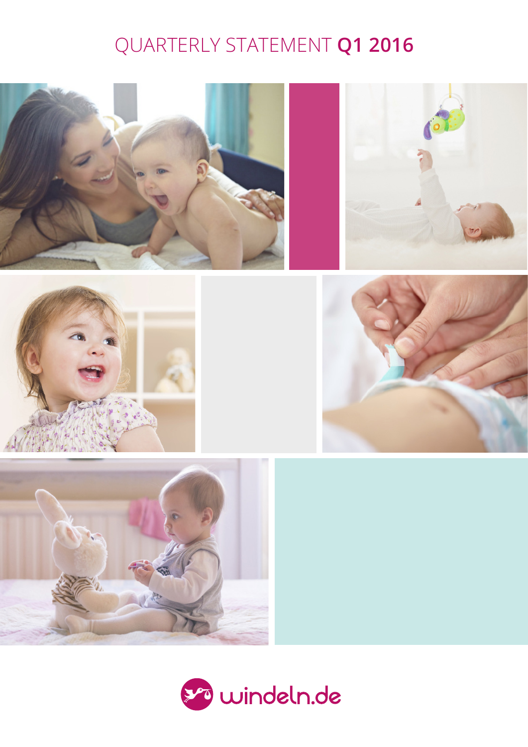# QUARTERLY STATEMENT **Q1 2016**

windeln.de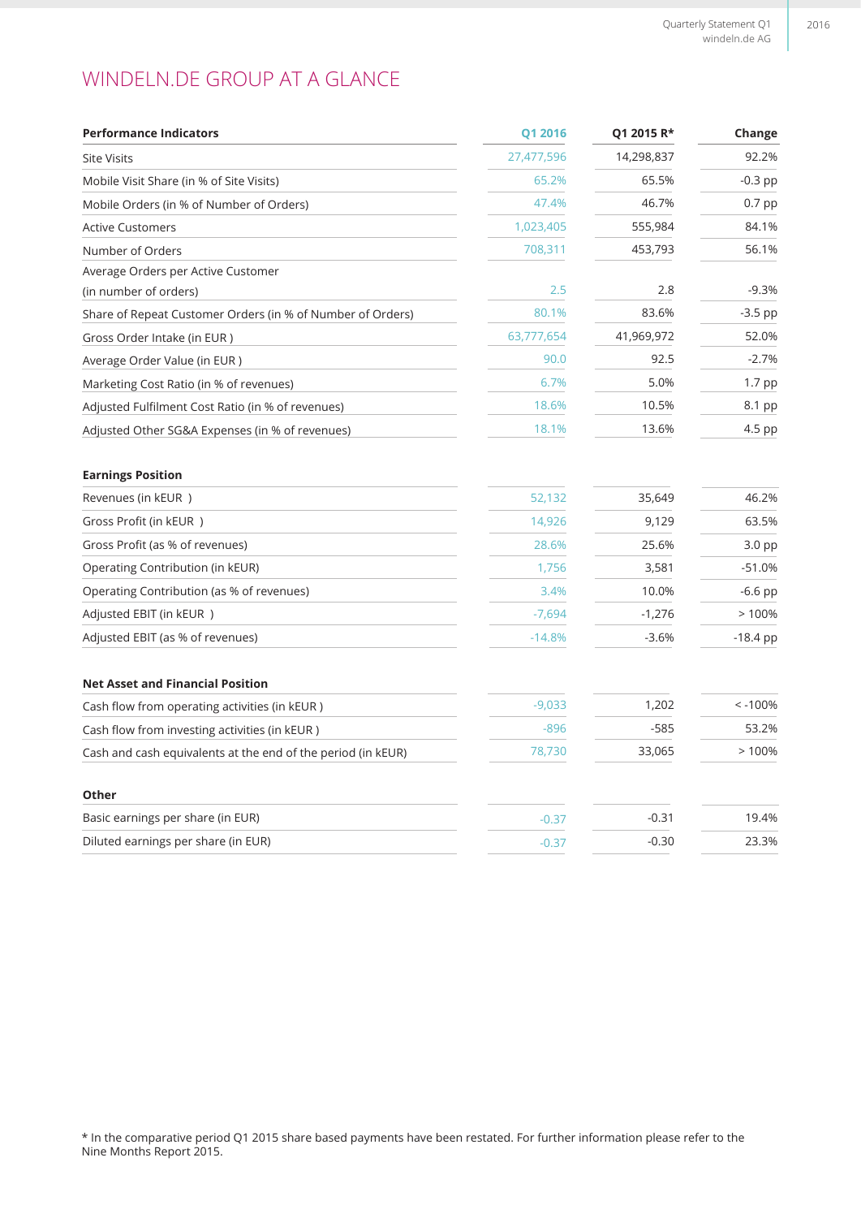# WINDELN.DE GROUP AT A GLANCE

| Performance Indicators | Q1 2016 | Q1 2015 R* | Change |
|---|---|---|---|
| Site Visits | 27,477,596 | 14,298,837 | 92.2% |
| Mobile Visit Share (in % of Site Visits) | 65.2% | 65.5% | -0.3 pp |
| Mobile Orders (in % of Number of Orders) | 47.4% | 46.7% | 0.7 pp |
| Active Customers | 1,023,405 | 555,984 | 84.1% |
| Number of Orders | 708,311 | 453,793 | 56.1% |
| Average Orders per Active Customer (in number of orders) | 2.5 | 2.8 | -9.3% |
| Share of Repeat Customer Orders (in % of Number of Orders) | 80.1% | 83.6% | -3.5 pp |
| Gross Order Intake (in EUR ) | 63,777,654 | 41,969,972 | 52.0% |
| Average Order Value (in EUR ) | 90.0 | 92.5 | -2.7% |
| Marketing Cost Ratio (in % of revenues) | 6.7% | 5.0% | 1.7 pp |
| Adjusted Fulfilment Cost Ratio (in % of revenues) | 18.6% | 10.5% | 8.1 pp |
| Adjusted Other SG&A Expenses (in % of revenues) | 18.1% | 13.6% | 4.5 pp |
| **Earnings Position** | | | |
| Revenues (in kEUR ) | 52,132 | 35,649 | 46.2% |
| Gross Profit (in kEUR ) | 14,926 | 9,129 | 63.5% |
| Gross Profit (as % of revenues) | 28.6% | 25.6% | 3.0 pp |
| Operating Contribution (in kEUR) | 1,756 | 3,581 | -51.0% |
| Operating Contribution (as % of revenues) | 3.4% | 10.0% | -6.6 pp |
| Adjusted EBIT (in kEUR ) | -7,694 | -1,276 | > 100% |
| Adjusted EBIT (as % of revenues) | -14.8% | -3.6% | -18.4 pp |
| **Net Asset and Financial Position** | | | |
| Cash flow from operating activities (in kEUR ) | -9,033 | 1,202 | < -100% |
| Cash flow from investing activities (in kEUR ) | -896 | -585 | 53.2% |
| Cash and cash equivalents at the end of the period (in kEUR) | 78,730 | 33,065 | > 100% |
| **Other** | | | |
| Basic earnings per share (in EUR) | -0.37 | -0.31 | 19.4% |
| Diluted earnings per share (in EUR) | -0.37 | -0.30 | 23.3% |

* In the comparative period Q1 2015 share based payments have been restated. For further information please refer to the Nine Months Report 2015.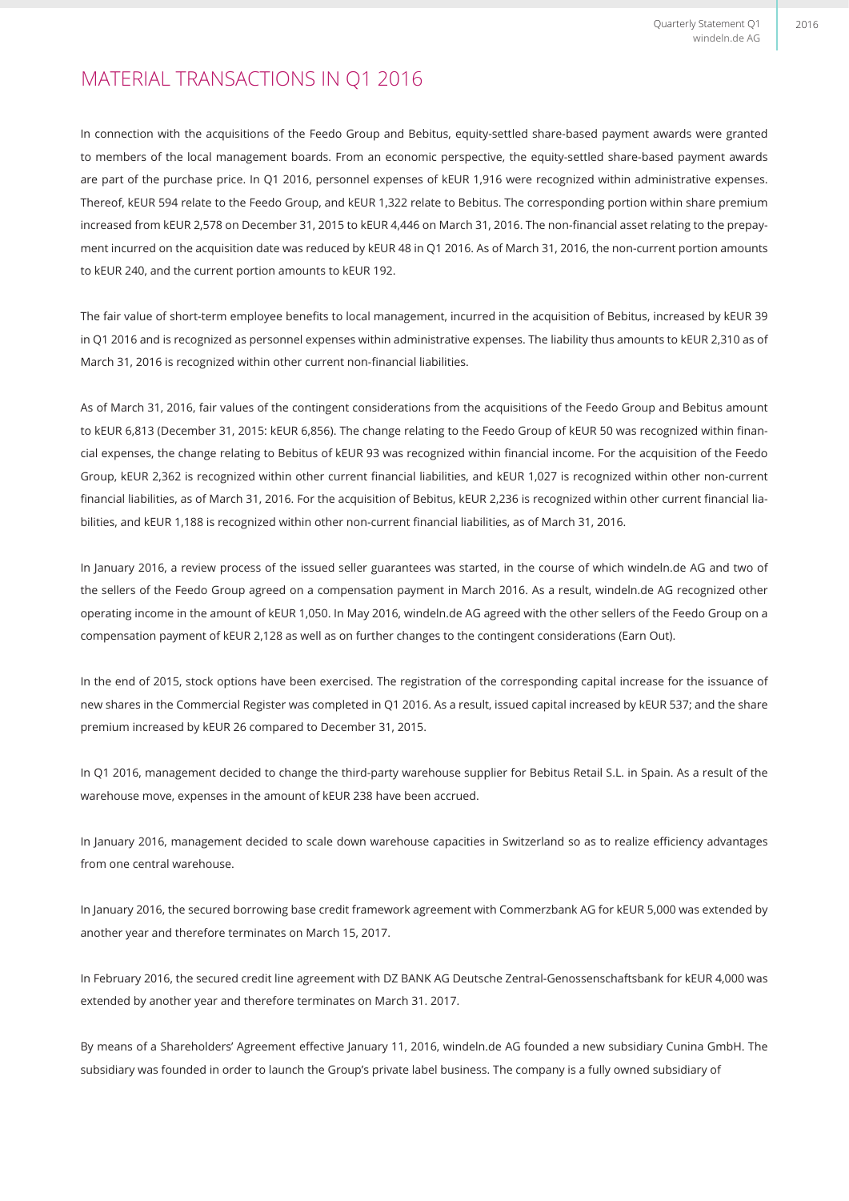# MATERIAL TRANSACTIONS IN Q1 2016

In connection with the acquisitions of the Feedo Group and Bebitus, equity-settled share-based payment awards were granted to members of the local management boards. From an economic perspective, the equity-settled share-based payment awards are part of the purchase price. In Q1 2016, personnel expenses of kEUR 1,916 were recognized within administrative expenses. Thereof, kEUR 594 relate to the Feedo Group, and kEUR 1,322 relate to Bebitus. The corresponding portion within share premium increased from kEUR 2,578 on December 31, 2015 to kEUR 4,446 on March 31, 2016. The non-financial asset relating to the prepayment incurred on the acquisition date was reduced by kEUR 48 in Q1 2016. As of March 31, 2016, the non-current portion amounts to kEUR 240, and the current portion amounts to kEUR 192.

The fair value of short-term employee benefits to local management, incurred in the acquisition of Bebitus, increased by kEUR 39 in Q1 2016 and is recognized as personnel expenses within administrative expenses. The liability thus amounts to kEUR 2,310 as of March 31, 2016 is recognized within other current non-financial liabilities.

As of March 31, 2016, fair values of the contingent considerations from the acquisitions of the Feedo Group and Bebitus amount to kEUR 6,813 (December 31, 2015: kEUR 6,856). The change relating to the Feedo Group of kEUR 50 was recognized within financial expenses, the change relating to Bebitus of kEUR 93 was recognized within financial income. For the acquisition of the Feedo Group, kEUR 2,362 is recognized within other current financial liabilities, and kEUR 1,027 is recognized within other non-current financial liabilities, as of March 31, 2016. For the acquisition of Bebitus, kEUR 2,236 is recognized within other current financial liabilities, and kEUR 1,188 is recognized within other non-current financial liabilities, as of March 31, 2016.

In January 2016, a review process of the issued seller guarantees was started, in the course of which windeln.de AG and two of the sellers of the Feedo Group agreed on a compensation payment in March 2016. As a result, windeln.de AG recognized other operating income in the amount of kEUR 1,050. In May 2016, windeln.de AG agreed with the other sellers of the Feedo Group on a compensation payment of kEUR 2,128 as well as on further changes to the contingent considerations (Earn Out).

In the end of 2015, stock options have been exercised. The registration of the corresponding capital increase for the issuance of new shares in the Commercial Register was completed in Q1 2016. As a result, issued capital increased by kEUR 537; and the share premium increased by kEUR 26 compared to December 31, 2015.

In Q1 2016, management decided to change the third-party warehouse supplier for Bebitus Retail S.L. in Spain. As a result of the warehouse move, expenses in the amount of kEUR 238 have been accrued.

In January 2016, management decided to scale down warehouse capacities in Switzerland so as to realize efficiency advantages from one central warehouse.

In January 2016, the secured borrowing base credit framework agreement with Commerzbank AG for kEUR 5,000 was extended by another year and therefore terminates on March 15, 2017.

In February 2016, the secured credit line agreement with DZ BANK AG Deutsche Zentral-Genossenschaftsbank for kEUR 4,000 was extended by another year and therefore terminates on March 31. 2017.

By means of a Shareholders' Agreement effective January 11, 2016, windeln.de AG founded a new subsidiary Cunina GmbH. The subsidiary was founded in order to launch the Group's private label business. The company is a fully owned subsidiary of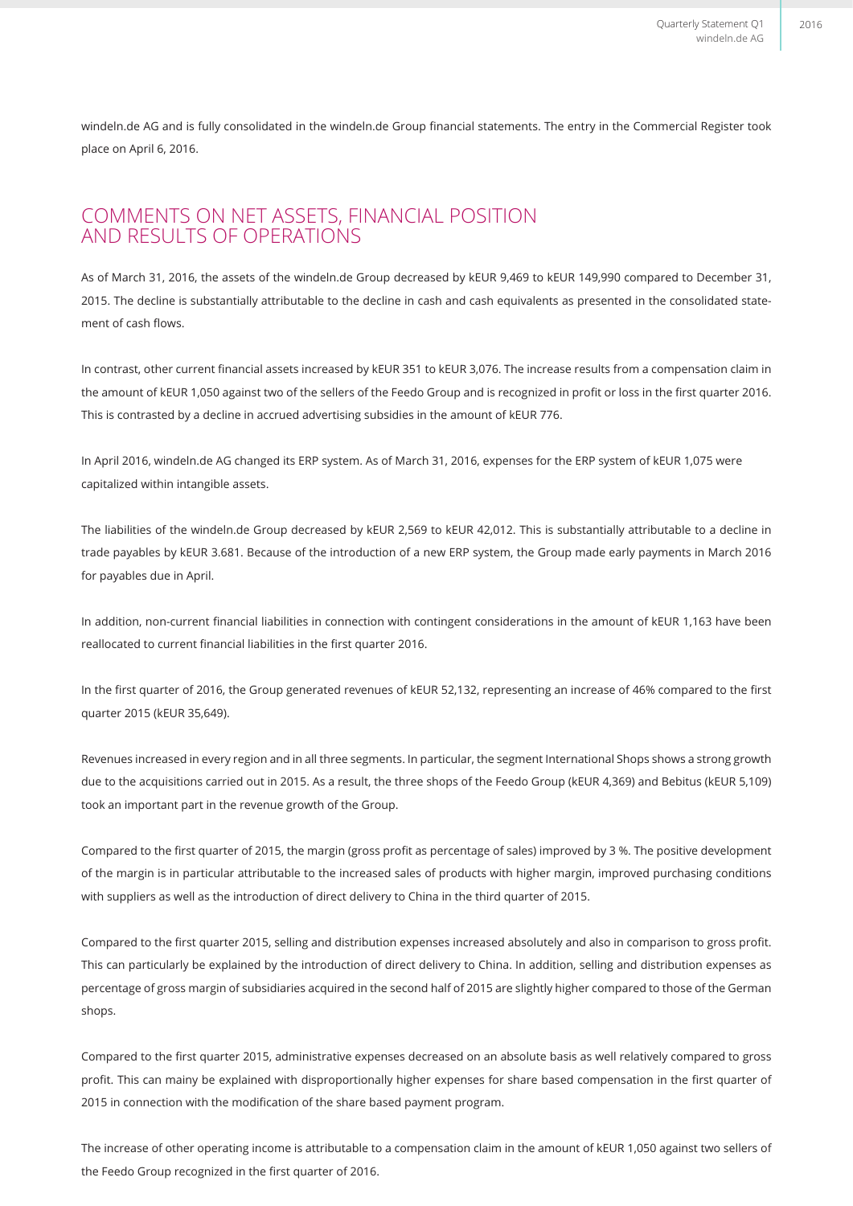windeln.de AG and is fully consolidated in the windeln.de Group financial statements. The entry in the Commercial Register took place on April 6, 2016.

## COMMENTS ON NET ASSETS, FINANCIAL POSITION AND RESULTS OF OPERATIONS

As of March 31, 2016, the assets of the windeln.de Group decreased by kEUR 9,469 to kEUR 149,990 compared to December 31, 2015. The decline is substantially attributable to the decline in cash and cash equivalents as presented in the consolidated statement of cash flows.

In contrast, other current financial assets increased by kEUR 351 to kEUR 3,076. The increase results from a compensation claim in the amount of kEUR 1,050 against two of the sellers of the Feedo Group and is recognized in profit or loss in the first quarter 2016. This is contrasted by a decline in accrued advertising subsidies in the amount of kEUR 776.

In April 2016, windeln.de AG changed its ERP system. As of March 31, 2016, expenses for the ERP system of kEUR 1,075 were capitalized within intangible assets.

The liabilities of the windeln.de Group decreased by kEUR 2,569 to kEUR 42,012. This is substantially attributable to a decline in trade payables by kEUR 3.681. Because of the introduction of a new ERP system, the Group made early payments in March 2016 for payables due in April.

In addition, non-current financial liabilities in connection with contingent considerations in the amount of kEUR 1,163 have been reallocated to current financial liabilities in the first quarter 2016.

In the first quarter of 2016, the Group generated revenues of kEUR 52,132, representing an increase of 46% compared to the first quarter 2015 (kEUR 35,649).

Revenues increased in every region and in all three segments. In particular, the segment International Shops shows a strong growth due to the acquisitions carried out in 2015. As a result, the three shops of the Feedo Group (kEUR 4,369) and Bebitus (kEUR 5,109) took an important part in the revenue growth of the Group.

Compared to the first quarter of 2015, the margin (gross profit as percentage of sales) improved by 3 %. The positive development of the margin is in particular attributable to the increased sales of products with higher margin, improved purchasing conditions with suppliers as well as the introduction of direct delivery to China in the third quarter of 2015.

Compared to the first quarter 2015, selling and distribution expenses increased absolutely and also in comparison to gross profit. This can particularly be explained by the introduction of direct delivery to China. In addition, selling and distribution expenses as percentage of gross margin of subsidiaries acquired in the second half of 2015 are slightly higher compared to those of the German shops.

Compared to the first quarter 2015, administrative expenses decreased on an absolute basis as well relatively compared to gross profit. This can mainy be explained with disproportionally higher expenses for share based compensation in the first quarter of 2015 in connection with the modification of the share based payment program.

The increase of other operating income is attributable to a compensation claim in the amount of kEUR 1,050 against two sellers of the Feedo Group recognized in the first quarter of 2016.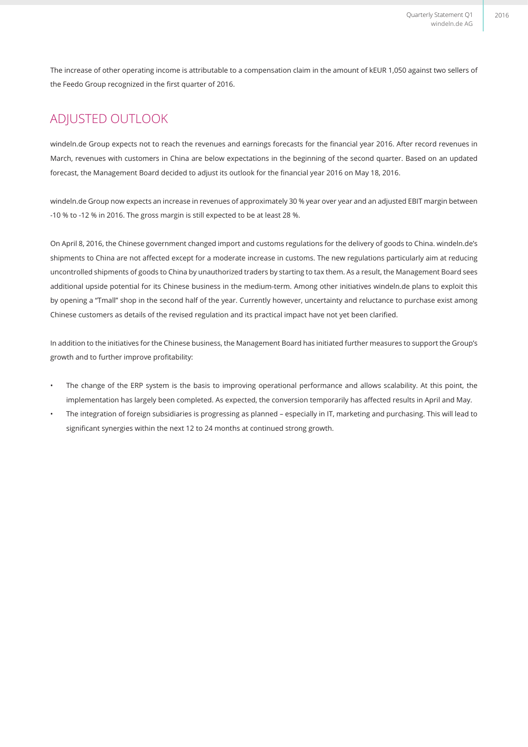The increase of other operating income is attributable to a compensation claim in the amount of kEUR 1,050 against two sellers of the Feedo Group recognized in the first quarter of 2016.

## ADJUSTED OUTLOOK

windeln.de Group expects not to reach the revenues and earnings forecasts for the financial year 2016. After record revenues in March, revenues with customers in China are below expectations in the beginning of the second quarter. Based on an updated forecast, the Management Board decided to adjust its outlook for the financial year 2016 on May 18, 2016.

windeln.de Group now expects an increase in revenues of approximately 30 % year over year and an adjusted EBIT margin between -10 % to -12 % in 2016. The gross margin is still expected to be at least 28 %.

On April 8, 2016, the Chinese government changed import and customs regulations for the delivery of goods to China. windeln.de's shipments to China are not affected except for a moderate increase in customs. The new regulations particularly aim at reducing uncontrolled shipments of goods to China by unauthorized traders by starting to tax them. As a result, the Management Board sees additional upside potential for its Chinese business in the medium-term. Among other initiatives windeln.de plans to exploit this by opening a "Tmall" shop in the second half of the year. Currently however, uncertainty and reluctance to purchase exist among Chinese customers as details of the revised regulation and its practical impact have not yet been clarified.

In addition to the initiatives for the Chinese business, the Management Board has initiated further measures to support the Group's growth and to further improve profitability:

- The change of the ERP system is the basis to improving operational performance and allows scalability. At this point, the implementation has largely been completed. As expected, the conversion temporarily has affected results in April and May.
- The integration of foreign subsidiaries is progressing as planned – especially in IT, marketing and purchasing. This will lead to significant synergies within the next 12 to 24 months at continued strong growth.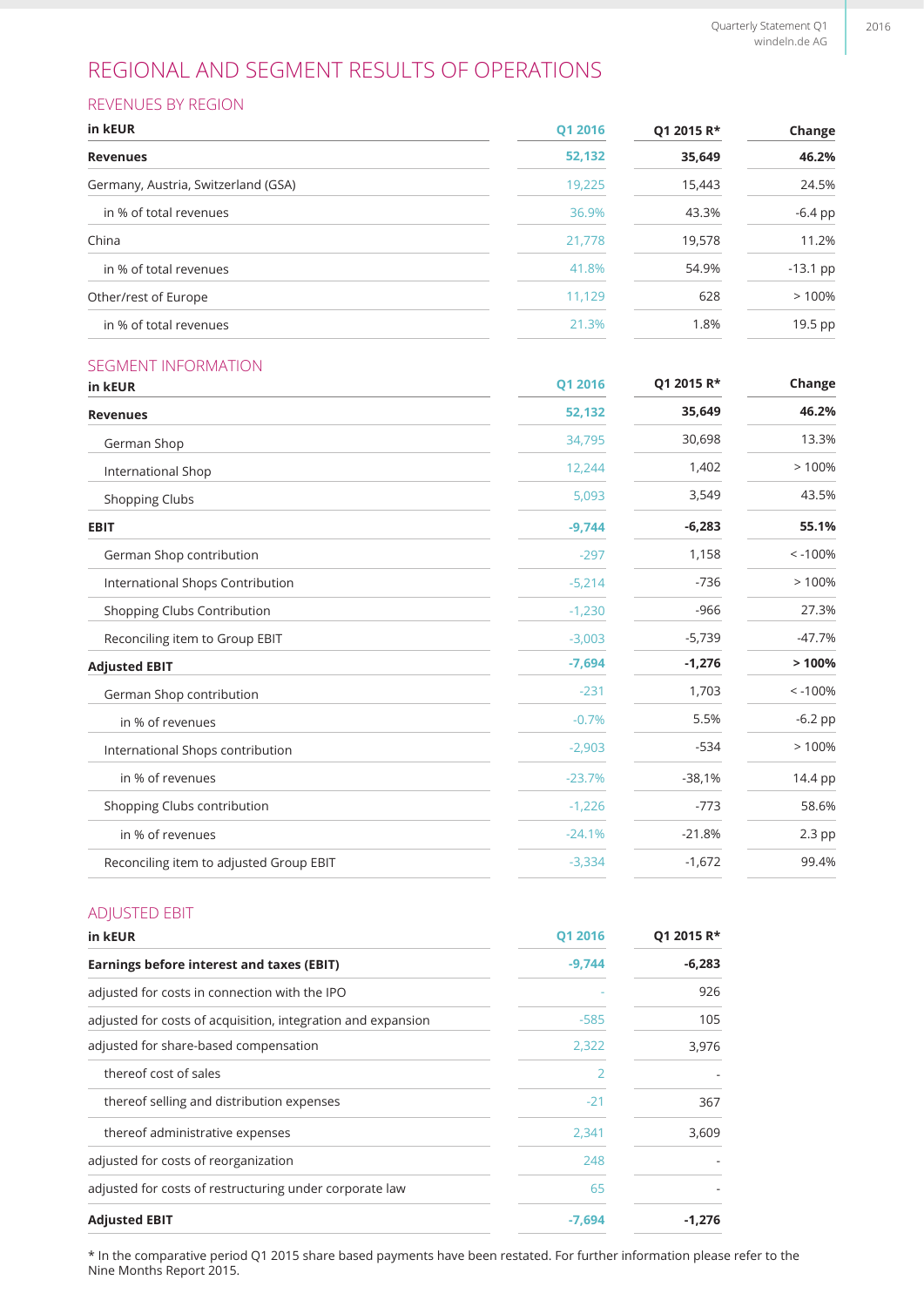# REGIONAL AND SEGMENT RESULTS OF OPERATIONS

## REVENUES BY REGION

| in kEUR | Q1 2016 | Q1 2015 R* | Change |
|---|---|---|---|
| **Revenues** | **52,132** | **35,649** | **46.2%** |
| Germany, Austria, Switzerland (GSA) | 19,225 | 15,443 | 24.5% |
| in % of total revenues | 36.9% | 43.3% | -6.4 pp |
| China | 21,778 | 19,578 | 11.2% |
| in % of total revenues | 41.8% | 54.9% | -13.1 pp |
| Other/rest of Europe | 11,129 | 628 | > 100% |
| in % of total revenues | 21.3% | 1.8% | 19.5 pp |

## SEGMENT INFORMATION

| in kEUR | Q1 2016 | Q1 2015 R* | Change |
|---|---|---|---|
| **Revenues** | **52,132** | **35,649** | **46.2%** |
| German Shop | 34,795 | 30,698 | 13.3% |
| International Shop | 12,244 | 1,402 | > 100% |
| Shopping Clubs | 5,093 | 3,549 | 43.5% |
| **EBIT** | **-9,744** | **-6,283** | **55.1%** |
| German Shop contribution | -297 | 1,158 | < -100% |
| International Shops Contribution | -5,214 | -736 | > 100% |
| Shopping Clubs Contribution | -1,230 | -966 | 27.3% |
| Reconciling item to Group EBIT | -3,003 | -5,739 | -47.7% |
| **Adjusted EBIT** | **-7,694** | **-1,276** | **> 100%** |
| German Shop contribution | -231 | 1,703 | < -100% |
| in % of revenues | -0.7% | 5.5% | -6.2 pp |
| International Shops contribution | -2,903 | -534 | > 100% |
| in % of revenues | -23.7% | -38,1% | 14.4 pp |
| Shopping Clubs contribution | -1,226 | -773 | 58.6% |
| in % of revenues | -24.1% | -21.8% | 2.3 pp |
| Reconciling item to adjusted Group EBIT | -3,334 | -1,672 | 99.4% |

## ADJUSTED EBIT

| in kEUR | Q1 2016 | Q1 2015 R* |
|---|---|---|
| **Earnings before interest and taxes (EBIT)** | **-9,744** | **-6,283** |
| adjusted for costs in connection with the IPO | - | 926 |
| adjusted for costs of acquisition, integration and expansion | -585 | 105 |
| adjusted for share-based compensation | 2,322 | 3,976 |
| thereof cost of sales | 2 | - |
| thereof selling and distribution expenses | -21 | 367 |
| thereof administrative expenses | 2,341 | 3,609 |
| adjusted for costs of reorganization | 248 | - |
| adjusted for costs of restructuring under corporate law | 65 | - |
| **Adjusted EBIT** | **-7,694** | **-1,276** |

* In the comparative period Q1 2015 share based payments have been restated. For further information please refer to the Nine Months Report 2015.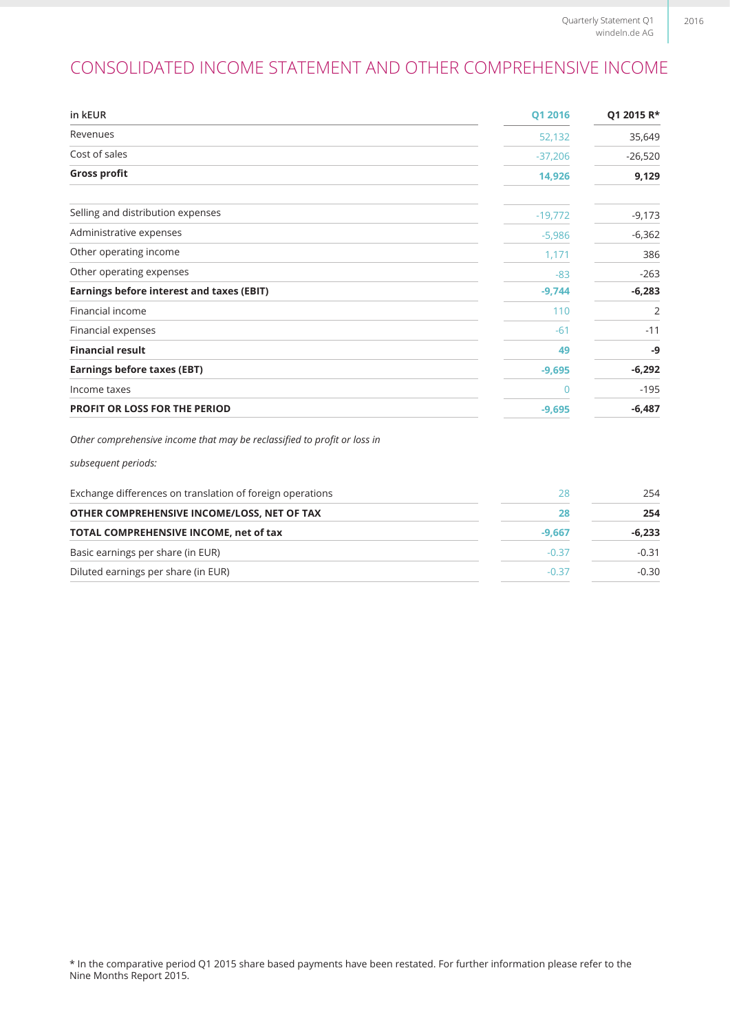# CONSOLIDATED INCOME STATEMENT AND OTHER COMPREHENSIVE INCOME

| in kEUR | Q1 2016 | Q1 2015 R* |
|---|---|---|
| Revenues | 52,132 | 35,649 |
| Cost of sales | -37,206 | -26,520 |
| **Gross profit** | **14,926** | **9,129** |
| | | |
| Selling and distribution expenses | -19,772 | -9,173 |
| Administrative expenses | -5,986 | -6,362 |
| Other operating income | 1,171 | 386 |
| Other operating expenses | -83 | -263 |
| **Earnings before interest and taxes (EBIT)** | **-9,744** | **-6,283** |
| Financial income | 110 | 2 |
| Financial expenses | -61 | -11 |
| **Financial result** | **49** | **-9** |
| **Earnings before taxes (EBT)** | **-9,695** | **-6,292** |
| Income taxes | 0 | -195 |
| **PROFIT OR LOSS FOR THE PERIOD** | **-9,695** | **-6,487** |

*Other comprehensive income that may be reclassified to profit or loss in subsequent periods:*

| | | |
|---|---|---|
| Exchange differences on translation of foreign operations | 28 | 254 |
| **OTHER COMPREHENSIVE INCOME/LOSS, NET OF TAX** | **28** | **254** |
| **TOTAL COMPREHENSIVE INCOME, net of tax** | **-9,667** | **-6,233** |
| Basic earnings per share (in EUR) | -0.37 | -0.31 |
| Diluted earnings per share (in EUR) | -0.37 | -0.30 |

* In the comparative period Q1 2015 share based payments have been restated. For further information please refer to the Nine Months Report 2015.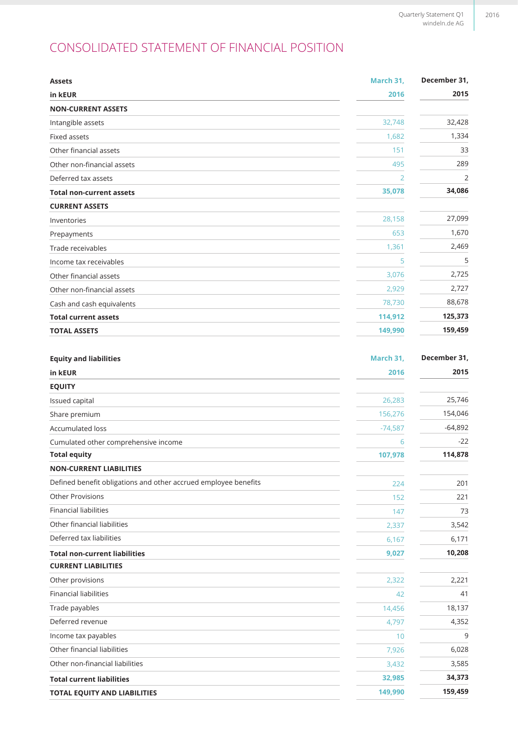# CONSOLIDATED STATEMENT OF FINANCIAL POSITION

| Assets in kEUR | March 31, 2016 | December 31, 2015 |
|---|---|---|
| **NON-CURRENT ASSETS** | | |
| Intangible assets | 32,748 | 32,428 |
| Fixed assets | 1,682 | 1,334 |
| Other financial assets | 151 | 33 |
| Other non-financial assets | 495 | 289 |
| Deferred tax assets | 2 | 2 |
| **Total non-current assets** | **35,078** | **34,086** |
| **CURRENT ASSETS** | | |
| Inventories | 28,158 | 27,099 |
| Prepayments | 653 | 1,670 |
| Trade receivables | 1,361 | 2,469 |
| Income tax receivables | 5 | 5 |
| Other financial assets | 3,076 | 2,725 |
| Other non-financial assets | 2,929 | 2,727 |
| Cash and cash equivalents | 78,730 | 88,678 |
| **Total current assets** | **114,912** | **125,373** |
| **TOTAL ASSETS** | **149,990** | **159,459** |

| Equity and liabilities in kEUR | March 31, 2016 | December 31, 2015 |
|---|---|---|
| **EQUITY** | | |
| Issued capital | 26,283 | 25,746 |
| Share premium | 156,276 | 154,046 |
| Accumulated loss | -74,587 | -64,892 |
| Cumulated other comprehensive income | 6 | -22 |
| **Total equity** | **107,978** | **114,878** |
| **NON-CURRENT LIABILITIES** | | |
| Defined benefit obligations and other accrued employee benefits | 224 | 201 |
| Other Provisions | 152 | 221 |
| Financial liabilities | 147 | 73 |
| Other financial liabilities | 2,337 | 3,542 |
| Deferred tax liabilities | 6,167 | 6,171 |
| **Total non-current liabilities** | **9,027** | **10,208** |
| **CURRENT LIABILITIES** | | |
| Other provisions | 2,322 | 2,221 |
| Financial liabilities | 42 | 41 |
| Trade payables | 14,456 | 18,137 |
| Deferred revenue | 4,797 | 4,352 |
| Income tax payables | 10 | 9 |
| Other financial liabilities | 7,926 | 6,028 |
| Other non-financial liabilities | 3,432 | 3,585 |
| **Total current liabilities** | **32,985** | **34,373** |
| **TOTAL EQUITY AND LIABILITIES** | **149,990** | **159,459** |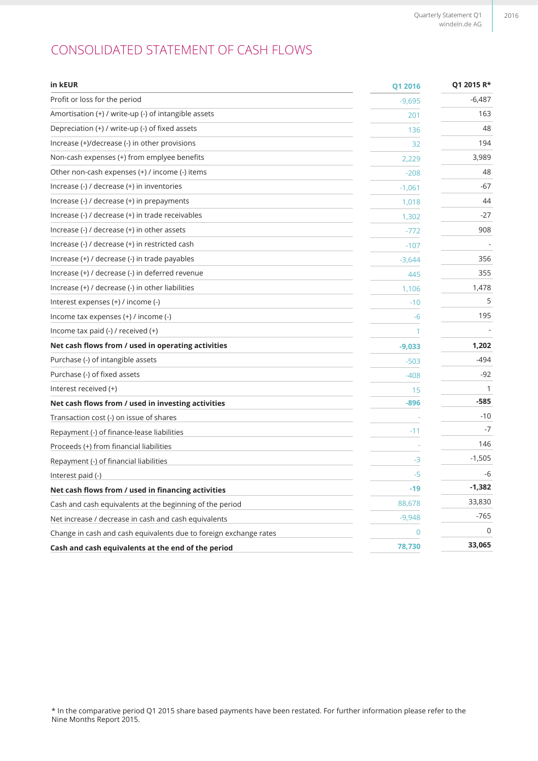# CONSOLIDATED STATEMENT OF CASH FLOWS

| in kEUR | Q1 2016 | Q1 2015 R* |
|---|---|---|
| Profit or loss for the period | -9,695 | -6,487 |
| Amortisation (+) / write-up (-) of intangible assets | 201 | 163 |
| Depreciation (+) / write-up (-) of fixed assets | 136 | 48 |
| Increase (+)/decrease (-) in other provisions | 32 | 194 |
| Non-cash expenses (+) from emplyee benefits | 2,229 | 3,989 |
| Other non-cash expenses (+) / income (-) items | -208 | 48 |
| Increase (-) / decrease (+) in inventories | -1,061 | -67 |
| Increase (-) / decrease (+) in prepayments | 1,018 | 44 |
| Increase (-) / decrease (+) in trade receivables | 1,302 | -27 |
| Increase (-) / decrease (+) in other assets | -772 | 908 |
| Increase (-) / decrease (+) in restricted cash | -107 | - |
| Increase (+) / decrease (-) in trade payables | -3,644 | 356 |
| Increase (+) / decrease (-) in deferred revenue | 445 | 355 |
| Increase (+) / decrease (-) in other liabilities | 1,106 | 1,478 |
| Interest expenses (+) / income (-) | -10 | 5 |
| Income tax expenses (+) / income (-) | -6 | 195 |
| Income tax paid (-) / received (+) | 1 | - |
| **Net cash flows from / used in operating activities** | **-9,033** | **1,202** |
| Purchase (-) of intangible assets | -503 | -494 |
| Purchase (-) of fixed assets | -408 | -92 |
| Interest received (+) | 15 | 1 |
| **Net cash flows from / used in investing activities** | **-896** | **-585** |
| Transaction cost (-) on issue of shares | - | -10 |
| Repayment (-) of finance-lease liabilities | -11 | -7 |
| Proceeds (+) from financial liabilities | - | 146 |
| Repayment (-) of financial liabilities | -3 | -1,505 |
| Interest paid (-) | -5 | -6 |
| **Net cash flows from / used in financing activities** | **-19** | **-1,382** |
| Cash and cash equivalents at the beginning of the period | 88,678 | 33,830 |
| Net increase / decrease in cash and cash equivalents | -9,948 | -765 |
| Change in cash and cash equivalents due to foreign exchange rates | 0 | 0 |
| **Cash and cash equivalents at the end of the period** | **78,730** | **33,065** |

* In the comparative period Q1 2015 share based payments have been restated. For further information please refer to the Nine Months Report 2015.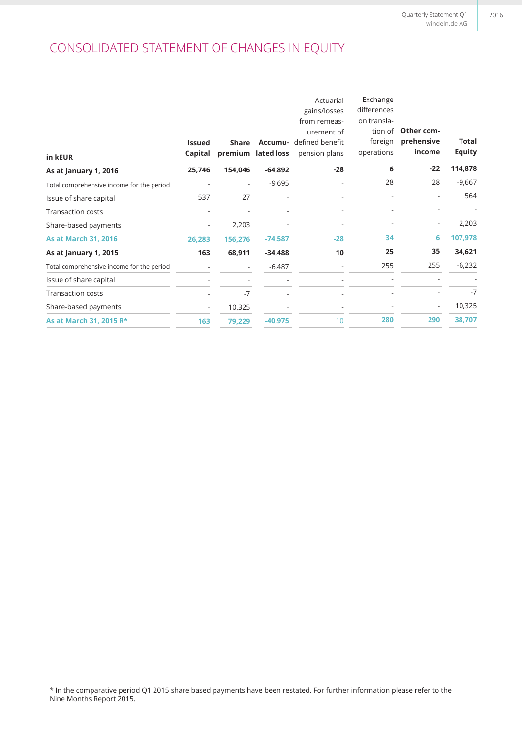# CONSOLIDATED STATEMENT OF CHANGES IN EQUITY

| in kEUR | Issued Capital | Share premium | Accumu-lated loss | Actuarial gains/losses from remeas-urement of defined benefit pension plans | Exchange differences on transla-tion of foreign operations | Other com-prehensive income | Total Equity |
|---|---|---|---|---|---|---|---|
| **As at January 1, 2016** | **25,746** | **154,046** | **-64,892** | **-28** | **6** | **-22** | **114,878** |
| Total comprehensive income for the period | - | - | -9,695 | - | 28 | 28 | -9,667 |
| Issue of share capital | 537 | 27 | - | - | - | - | 564 |
| Transaction costs | - | - | - | - | - | - | - |
| Share-based payments | - | 2,203 | - | - | - | - | 2,203 |
| **As at March 31, 2016** | **26,283** | **156,276** | **-74,587** | **-28** | **34** | **6** | **107,978** |
| **As at January 1, 2015** | **163** | **68,911** | **-34,488** | **10** | **25** | **35** | **34,621** |
| Total comprehensive income for the period | - | - | -6,487 | - | 255 | 255 | -6,232 |
| Issue of share capital | - | - | - | - | - | - | - |
| Transaction costs | - | -7 | - | - | - | - | -7 |
| Share-based payments | - | 10,325 | - | - | - | - | 10,325 |
| **As at March 31, 2015 R*** | **163** | **79,229** | **-40,975** | 10 | **280** | **290** | **38,707** |

* In the comparative period Q1 2015 share based payments have been restated. For further information please refer to the Nine Months Report 2015.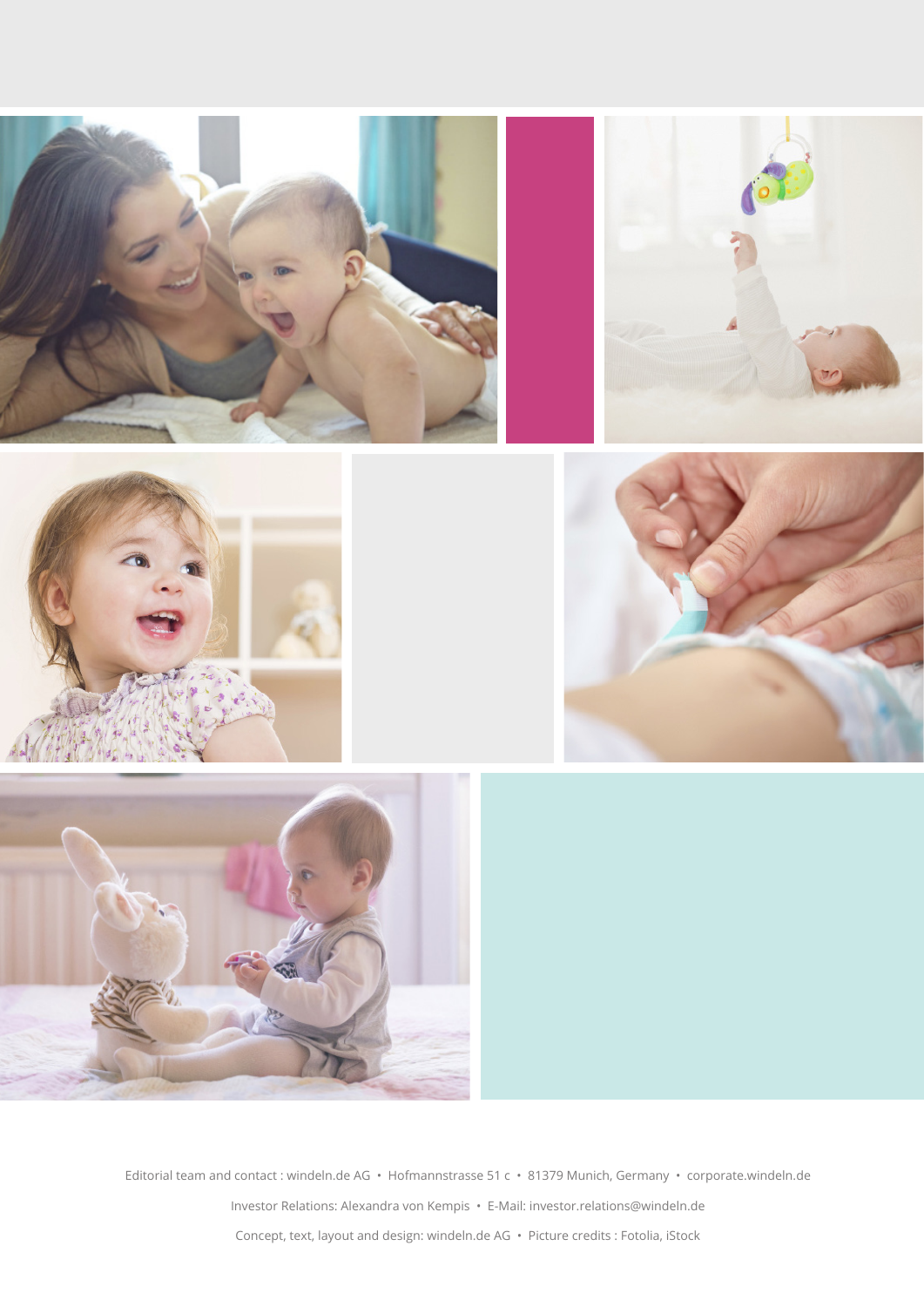Editorial team and contact : windeln.de AG • Hofmannstrasse 51 c • 81379 Munich, Germany • corporate.windeln.de

Investor Relations: Alexandra von Kempis • E-Mail: investor.relations@windeln.de

Concept, text, layout and design: windeln.de AG • Picture credits : Fotolia, iStock